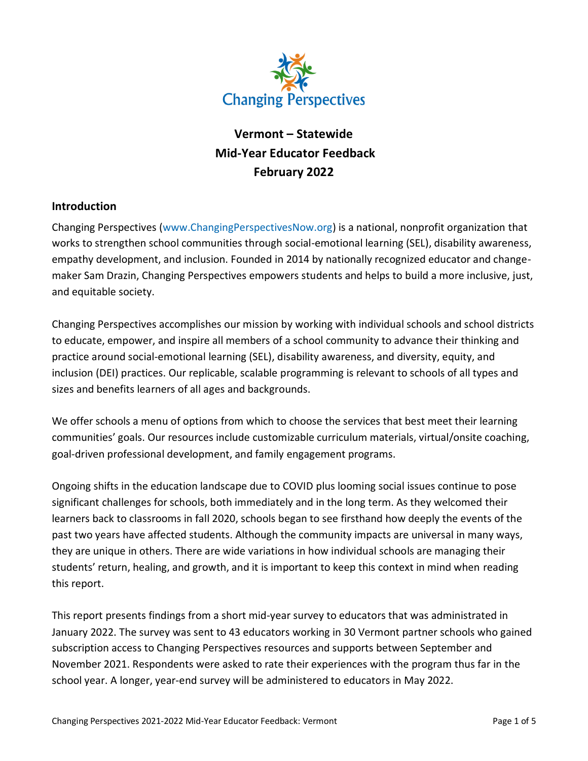# Vermont – Statewide
# Mid-Year Educator Feedback
# February 2022

## Introduction

Changing Perspectives (www.ChangingPerspectivesNow.org) is a national, nonprofit organization that works to strengthen school communities through social-emotional learning (SEL), disability awareness, empathy development, and inclusion. Founded in 2014 by nationally recognized educator and change-maker Sam Drazin, Changing Perspectives empowers students and helps to build a more inclusive, just, and equitable society.

Changing Perspectives accomplishes our mission by working with individual schools and school districts to educate, empower, and inspire all members of a school community to advance their thinking and practice around social-emotional learning (SEL), disability awareness, and diversity, equity, and inclusion (DEI) practices. Our replicable, scalable programming is relevant to schools of all types and sizes and benefits learners of all ages and backgrounds.

We offer schools a menu of options from which to choose the services that best meet their learning communities' goals. Our resources include customizable curriculum materials, virtual/onsite coaching, goal-driven professional development, and family engagement programs.

Ongoing shifts in the education landscape due to COVID plus looming social issues continue to pose significant challenges for schools, both immediately and in the long term. As they welcomed their learners back to classrooms in fall 2020, schools began to see firsthand how deeply the events of the past two years have affected students. Although the community impacts are universal in many ways, they are unique in others. There are wide variations in how individual schools are managing their students' return, healing, and growth, and it is important to keep this context in mind when reading this report.

This report presents findings from a short mid-year survey to educators that was administrated in January 2022. The survey was sent to 43 educators working in 30 Vermont partner schools who gained subscription access to Changing Perspectives resources and supports between September and November 2021. Respondents were asked to rate their experiences with the program thus far in the school year. A longer, year-end survey will be administered to educators in May 2022.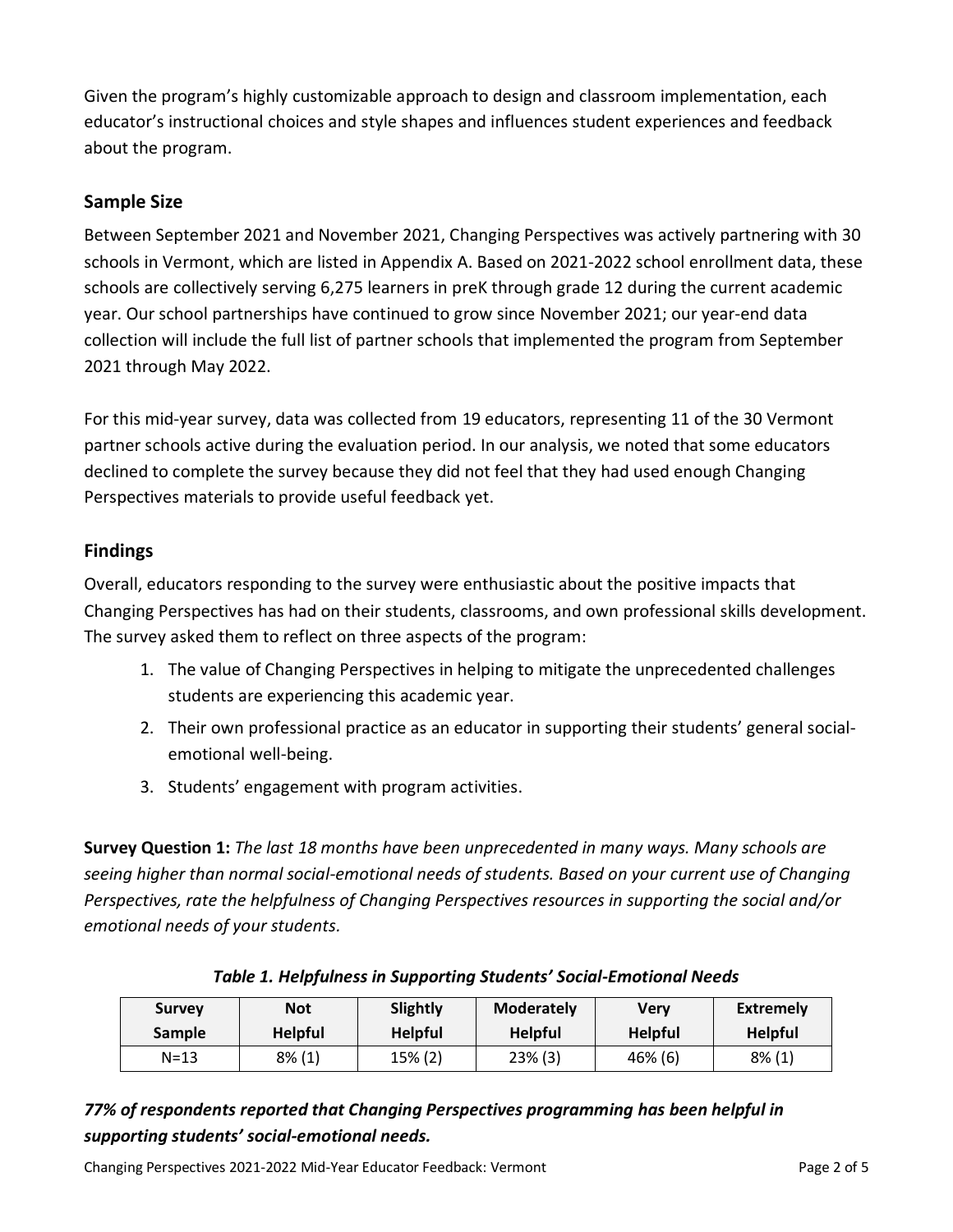Given the program's highly customizable approach to design and classroom implementation, each educator's instructional choices and style shapes and influences student experiences and feedback about the program.

## Sample Size

Between September 2021 and November 2021, Changing Perspectives was actively partnering with 30 schools in Vermont, which are listed in Appendix A. Based on 2021-2022 school enrollment data, these schools are collectively serving 6,275 learners in preK through grade 12 during the current academic year. Our school partnerships have continued to grow since November 2021; our year-end data collection will include the full list of partner schools that implemented the program from September 2021 through May 2022.

For this mid-year survey, data was collected from 19 educators, representing 11 of the 30 Vermont partner schools active during the evaluation period. In our analysis, we noted that some educators declined to complete the survey because they did not feel that they had used enough Changing Perspectives materials to provide useful feedback yet.

## Findings

Overall, educators responding to the survey were enthusiastic about the positive impacts that Changing Perspectives has had on their students, classrooms, and own professional skills development. The survey asked them to reflect on three aspects of the program:

1. The value of Changing Perspectives in helping to mitigate the unprecedented challenges students are experiencing this academic year.
2. Their own professional practice as an educator in supporting their students' general social-emotional well-being.
3. Students' engagement with program activities.

**Survey Question 1:** *The last 18 months have been unprecedented in many ways. Many schools are seeing higher than normal social-emotional needs of students. Based on your current use of Changing Perspectives, rate the helpfulness of Changing Perspectives resources in supporting the social and/or emotional needs of your students.*

***Table 1. Helpfulness in Supporting Students' Social-Emotional Needs***

| Survey Sample | Not Helpful | Slightly Helpful | Moderately Helpful | Very Helpful | Extremely Helpful |
|---|---|---|---|---|---|
| N=13 | 8% (1) | 15% (2) | 23% (3) | 46% (6) | 8% (1) |

***77% of respondents reported that Changing Perspectives programming has been helpful in supporting students' social-emotional needs.***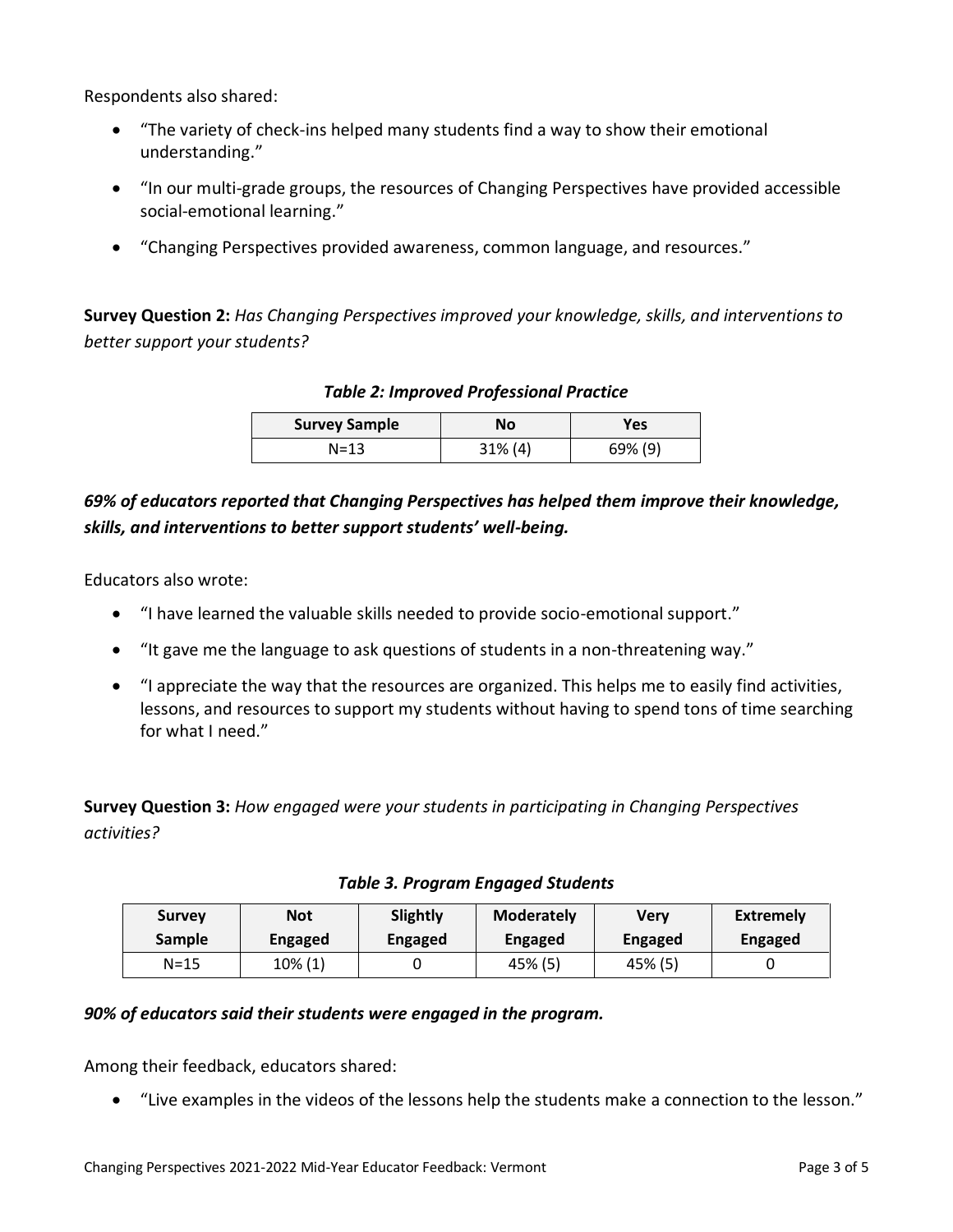Respondents also shared:

- "The variety of check-ins helped many students find a way to show their emotional understanding."
- "In our multi-grade groups, the resources of Changing Perspectives have provided accessible social-emotional learning."
- "Changing Perspectives provided awareness, common language, and resources."

**Survey Question 2:** *Has Changing Perspectives improved your knowledge, skills, and interventions to better support your students?*

***Table 2: Improved Professional Practice***

| Survey Sample | No | Yes |
|---|---|---|
| N=13 | 31% (4) | 69% (9) |

***69% of educators reported that Changing Perspectives has helped them improve their knowledge, skills, and interventions to better support students' well-being.***

Educators also wrote:

- "I have learned the valuable skills needed to provide socio-emotional support."
- "It gave me the language to ask questions of students in a non-threatening way."
- "I appreciate the way that the resources are organized. This helps me to easily find activities, lessons, and resources to support my students without having to spend tons of time searching for what I need."

**Survey Question 3:** *How engaged were your students in participating in Changing Perspectives activities?*

***Table 3. Program Engaged Students***

| Survey Sample | Not Engaged | Slightly Engaged | Moderately Engaged | Very Engaged | Extremely Engaged |
|---|---|---|---|---|---|
| N=15 | 10% (1) | 0 | 45% (5) | 45% (5) | 0 |

***90% of educators said their students were engaged in the program.***

Among their feedback, educators shared:

- "Live examples in the videos of the lessons help the students make a connection to the lesson."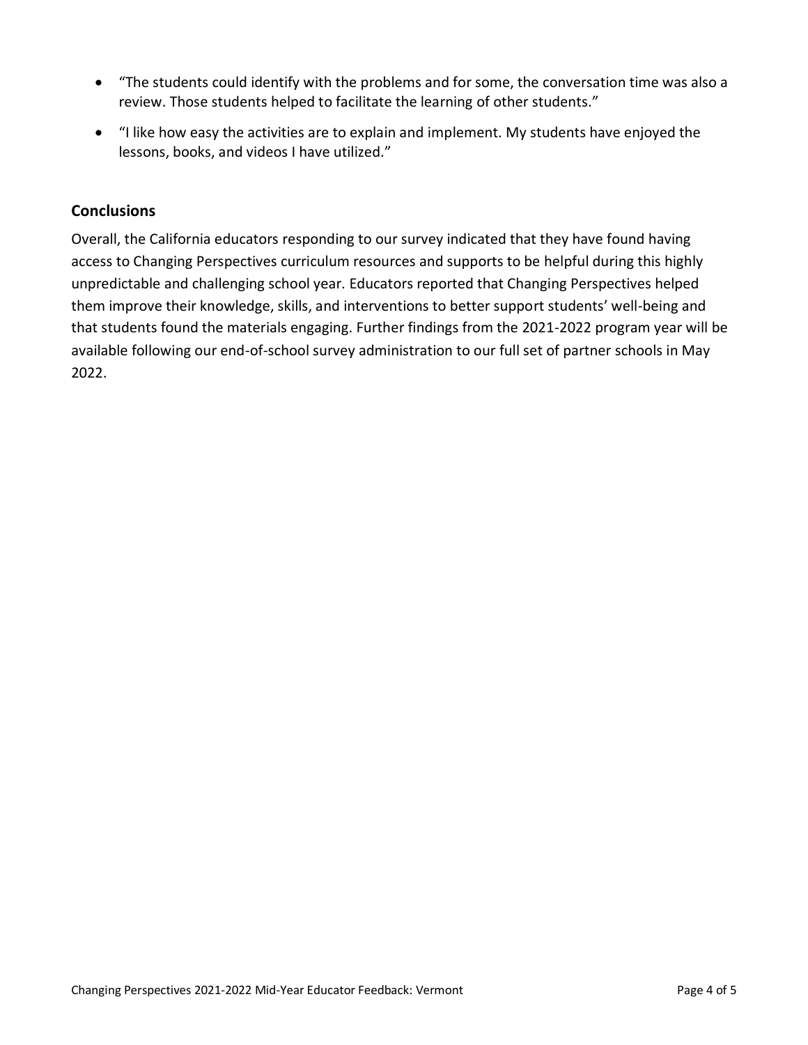- "The students could identify with the problems and for some, the conversation time was also a review. Those students helped to facilitate the learning of other students."
- "I like how easy the activities are to explain and implement. My students have enjoyed the lessons, books, and videos I have utilized."

## Conclusions

Overall, the California educators responding to our survey indicated that they have found having access to Changing Perspectives curriculum resources and supports to be helpful during this highly unpredictable and challenging school year. Educators reported that Changing Perspectives helped them improve their knowledge, skills, and interventions to better support students' well-being and that students found the materials engaging. Further findings from the 2021-2022 program year will be available following our end-of-school survey administration to our full set of partner schools in May 2022.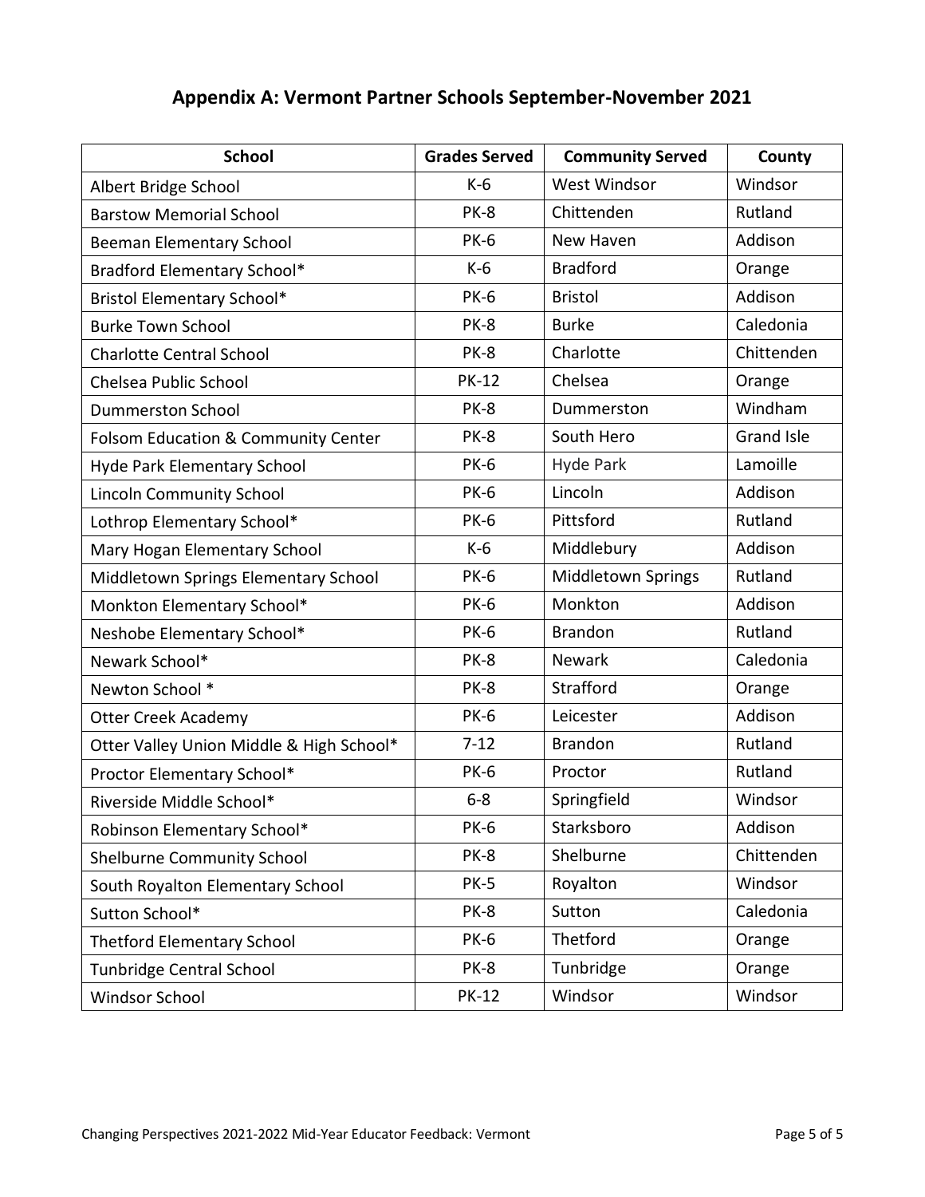# Appendix A: Vermont Partner Schools September-November 2021

| School | Grades Served | Community Served | County |
|---|---|---|---|
| Albert Bridge School | K-6 | West Windsor | Windsor |
| Barstow Memorial School | PK-8 | Chittenden | Rutland |
| Beeman Elementary School | PK-6 | New Haven | Addison |
| Bradford Elementary School* | K-6 | Bradford | Orange |
| Bristol Elementary School* | PK-6 | Bristol | Addison |
| Burke Town School | PK-8 | Burke | Caledonia |
| Charlotte Central School | PK-8 | Charlotte | Chittenden |
| Chelsea Public School | PK-12 | Chelsea | Orange |
| Dummerston School | PK-8 | Dummerston | Windham |
| Folsom Education & Community Center | PK-8 | South Hero | Grand Isle |
| Hyde Park Elementary School | PK-6 | Hyde Park | Lamoille |
| Lincoln Community School | PK-6 | Lincoln | Addison |
| Lothrop Elementary School* | PK-6 | Pittsford | Rutland |
| Mary Hogan Elementary School | K-6 | Middlebury | Addison |
| Middletown Springs Elementary School | PK-6 | Middletown Springs | Rutland |
| Monkton Elementary School* | PK-6 | Monkton | Addison |
| Neshobe Elementary School* | PK-6 | Brandon | Rutland |
| Newark School* | PK-8 | Newark | Caledonia |
| Newton School * | PK-8 | Strafford | Orange |
| Otter Creek Academy | PK-6 | Leicester | Addison |
| Otter Valley Union Middle & High School* | 7-12 | Brandon | Rutland |
| Proctor Elementary School* | PK-6 | Proctor | Rutland |
| Riverside Middle School* | 6-8 | Springfield | Windsor |
| Robinson Elementary School* | PK-6 | Starksboro | Addison |
| Shelburne Community School | PK-8 | Shelburne | Chittenden |
| South Royalton Elementary School | PK-5 | Royalton | Windsor |
| Sutton School* | PK-8 | Sutton | Caledonia |
| Thetford Elementary School | PK-6 | Thetford | Orange |
| Tunbridge Central School | PK-8 | Tunbridge | Orange |
| Windsor School | PK-12 | Windsor | Windsor |